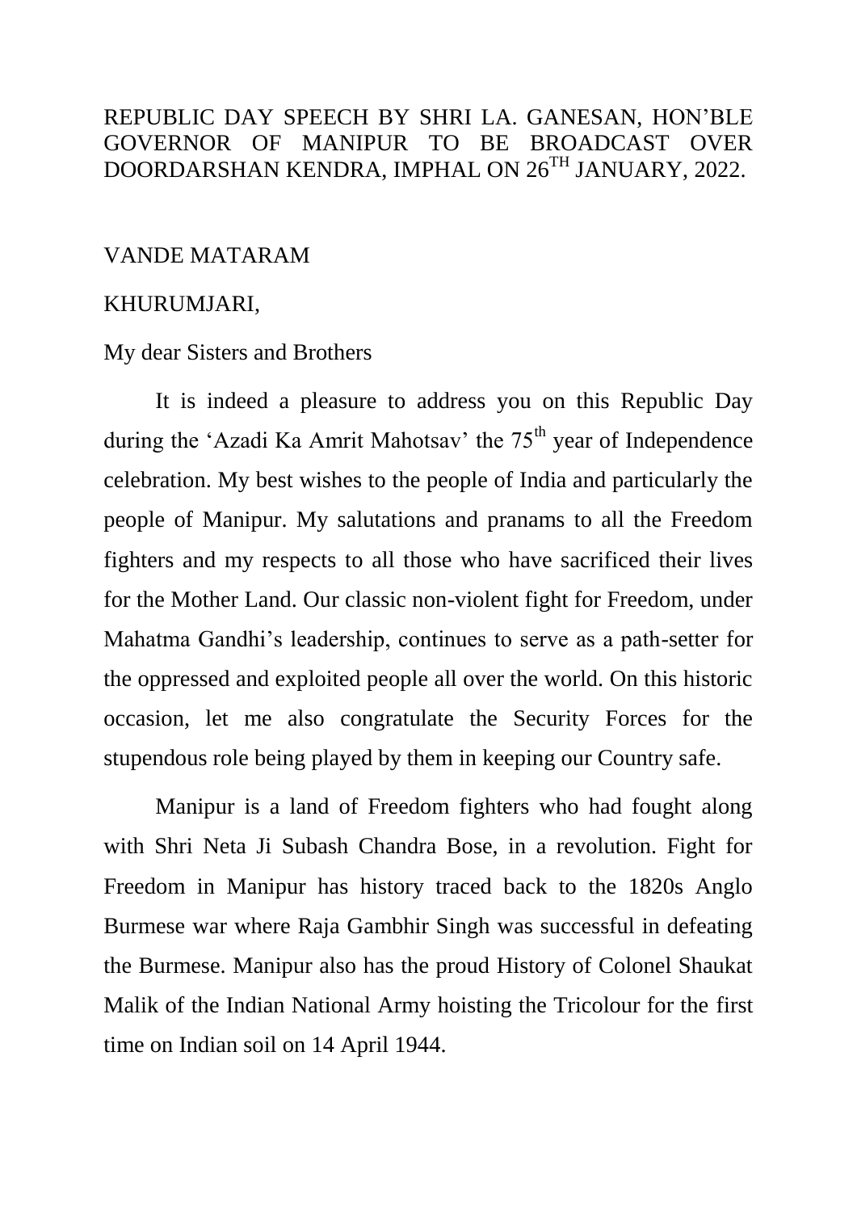REPUBLIC DAY SPEECH BY SHRI LA. GANESAN, HON'BLE GOVERNOR OF MANIPUR TO BE BROADCAST OVER DOORDARSHAN KENDRA, IMPHAL ON 26TH JANUARY, 2022.

VANDE MATARAM

KHURUMJARI,

My dear Sisters and Brothers

It is indeed a pleasure to address you on this Republic Day during the 'Azadi Ka Amrit Mahotsav' the 75th year of Independence celebration. My best wishes to the people of India and particularly the people of Manipur. My salutations and pranams to all the Freedom fighters and my respects to all those who have sacrificed their lives for the Mother Land. Our classic non-violent fight for Freedom, under Mahatma Gandhi's leadership, continues to serve as a path-setter for the oppressed and exploited people all over the world. On this historic occasion, let me also congratulate the Security Forces for the stupendous role being played by them in keeping our Country safe.

Manipur is a land of Freedom fighters who had fought along with Shri Neta Ji Subash Chandra Bose, in a revolution. Fight for Freedom in Manipur has history traced back to the 1820s Anglo Burmese war where Raja Gambhir Singh was successful in defeating the Burmese. Manipur also has the proud History of Colonel Shaukat Malik of the Indian National Army hoisting the Tricolour for the first time on Indian soil on 14 April 1944.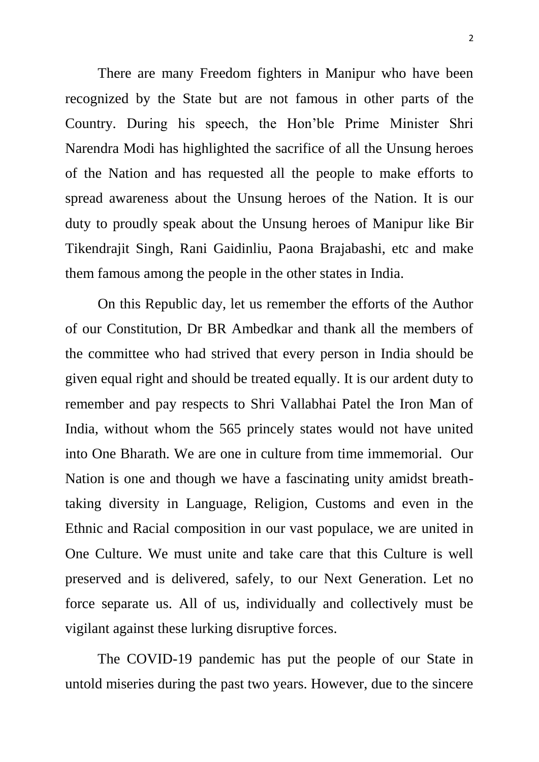There are many Freedom fighters in Manipur who have been recognized by the State but are not famous in other parts of the Country. During his speech, the Hon'ble Prime Minister Shri Narendra Modi has highlighted the sacrifice of all the Unsung heroes of the Nation and has requested all the people to make efforts to spread awareness about the Unsung heroes of the Nation. It is our duty to proudly speak about the Unsung heroes of Manipur like Bir Tikendrajit Singh, Rani Gaidinliu, Paona Brajabashi, etc and make them famous among the people in the other states in India.

On this Republic day, let us remember the efforts of the Author of our Constitution, Dr BR Ambedkar and thank all the members of the committee who had strived that every person in India should be given equal right and should be treated equally. It is our ardent duty to remember and pay respects to Shri Vallabhai Patel the Iron Man of India, without whom the 565 princely states would not have united into One Bharath. We are one in culture from time immemorial. Our Nation is one and though we have a fascinating unity amidst breath-taking diversity in Language, Religion, Customs and even in the Ethnic and Racial composition in our vast populace, we are united in One Culture. We must unite and take care that this Culture is well preserved and is delivered, safely, to our Next Generation. Let no force separate us. All of us, individually and collectively must be vigilant against these lurking disruptive forces.

The COVID-19 pandemic has put the people of our State in untold miseries during the past two years. However, due to the sincere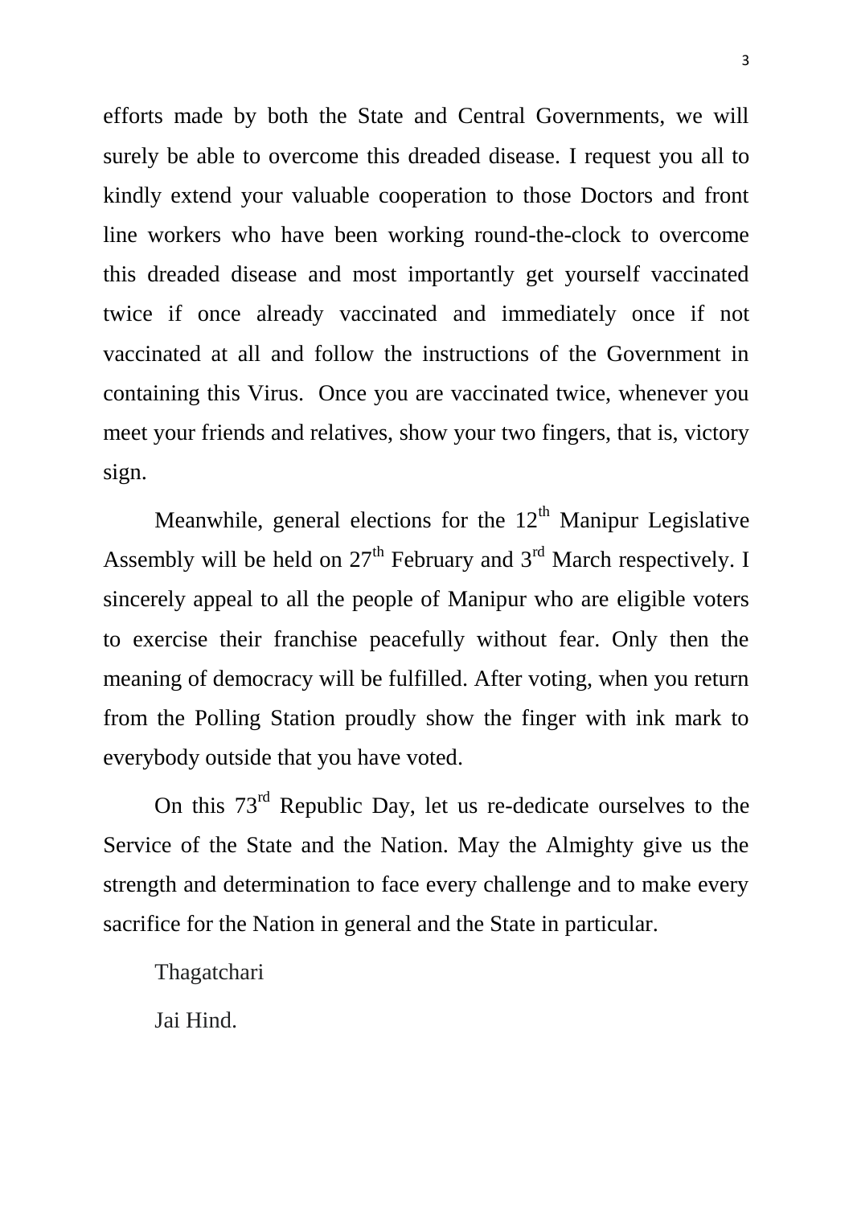efforts made by both the State and Central Governments, we will surely be able to overcome this dreaded disease. I request you all to kindly extend your valuable cooperation to those Doctors and front line workers who have been working round-the-clock to overcome this dreaded disease and most importantly get yourself vaccinated twice if once already vaccinated and immediately once if not vaccinated at all and follow the instructions of the Government in containing this Virus. Once you are vaccinated twice, whenever you meet your friends and relatives, show your two fingers, that is, victory sign.

Meanwhile, general elections for the 12th Manipur Legislative Assembly will be held on 27th February and 3rd March respectively. I sincerely appeal to all the people of Manipur who are eligible voters to exercise their franchise peacefully without fear. Only then the meaning of democracy will be fulfilled. After voting, when you return from the Polling Station proudly show the finger with ink mark to everybody outside that you have voted.

On this 73rd Republic Day, let us re-dedicate ourselves to the Service of the State and the Nation. May the Almighty give us the strength and determination to face every challenge and to make every sacrifice for the Nation in general and the State in particular.

Thagatchari

Jai Hind.